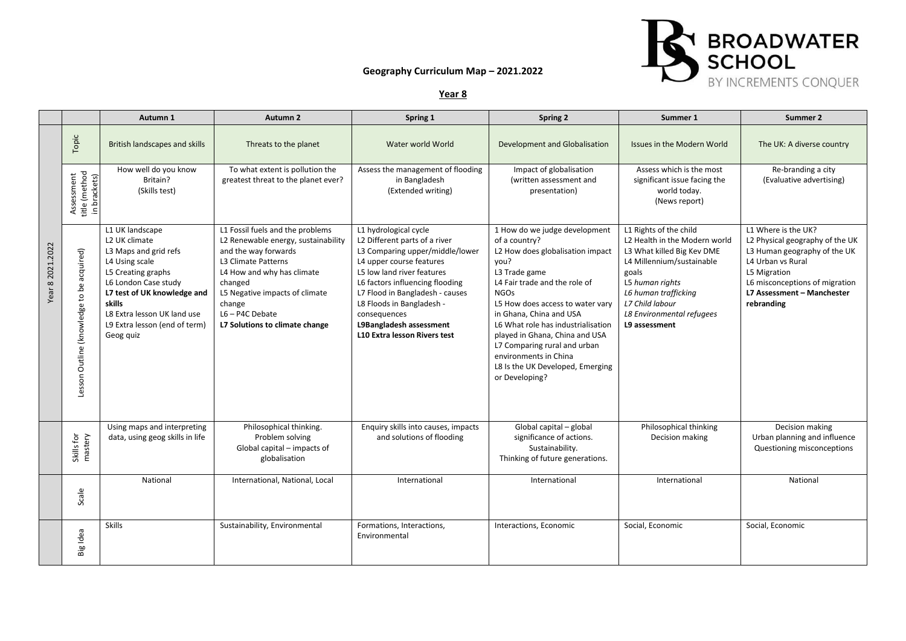# Geography Curriculum Map – 2021.2022

BROADWATER SCHOOL
BY INCREMENTS CONQUER

## Year 8

| | | Autumn 1 | Autumn 2 | Spring 1 | Spring 2 | Summer 1 | Summer 2 |
|---|---|---|---|---|---|---|---|
| Year 8 2021.2022 | Topic | British landscapes and skills | Threats to the planet | Water world World | Development and Globalisation | Issues in the Modern World | The UK: A diverse country |
| | Assessment title (method in brackets) | How well do you know Britain? (Skills test) | To what extent is pollution the greatest threat to the planet ever? | Assess the management of flooding in Bangladesh (Extended writing) | Impact of globalisation (written assessment and presentation) | Assess which is the most significant issue facing the world today. (News report) | Re-branding a city (Evaluative advertising) |
| | Lesson Outline (knowledge to be acquired) | L1 UK landscape<br>L2 UK climate<br>L3 Maps and grid refs<br>L4 Using scale<br>L5 Creating graphs<br>L6 London Case study<br>**L7 test of UK knowledge and skills**<br>L8 Extra lesson UK land use<br>L9 Extra lesson (end of term) Geog quiz | L1 Fossil fuels and the problems<br>L2 Renewable energy, sustainability and the way forwards<br>L3 Climate Patterns<br>L4 How and why has climate changed<br>L5 Negative impacts of climate change<br>L6 – P4C Debate<br>**L7 Solutions to climate change** | L1 hydrological cycle<br>L2 Different parts of a river<br>L3 Comparing upper/middle/lower<br>L4 upper course features<br>L5 low land river features<br>L6 factors influencing flooding<br>L7 Flood in Bangladesh - causes<br>L8 Floods in Bangladesh - consequences<br>**L9Bangladesh assessment**<br>**L10 Extra lesson Rivers test** | 1 How do we judge development of a country?<br>L2 How does globalisation impact you?<br>L3 Trade game<br>L4 Fair trade and the role of NGOs<br>L5 How does access to water vary in Ghana, China and USA<br>L6 What role has industrialisation played in Ghana, China and USA<br>L7 Comparing rural and urban environments in China<br>L8 Is the UK Developed, Emerging or Developing? | L1 Rights of the child<br>L2 Health in the Modern world<br>L3 What killed Big Kev DME<br>L4 Millennium/sustainable goals<br>*L5 human rights*<br>*L6 human trafficking*<br>*L7 Child labour*<br>*L8 Environmental refugees*<br>**L9 assessment** | L1 Where is the UK?<br>L2 Physical geography of the UK<br>L3 Human geography of the UK<br>L4 Urban vs Rural<br>L5 Migration<br>L6 misconceptions of migration<br>**L7 Assessment – Manchester rebranding** |
| | Skills for mastery | Using maps and interpreting data, using geog skills in life | Philosophical thinking.<br>Problem solving<br>Global capital – impacts of globalisation | Enquiry skills into causes, impacts and solutions of flooding | Global capital – global significance of actions.<br>Sustainability.<br>Thinking of future generations. | Philosophical thinking<br>Decision making | Decision making<br>Urban planning and influence<br>Questioning misconceptions |
| | Scale | National | International, National, Local | International | International | International | National |
| | Big Idea | Skills | Sustainability, Environmental | Formations, Interactions, Environmental | Interactions, Economic | Social, Economic | Social, Economic |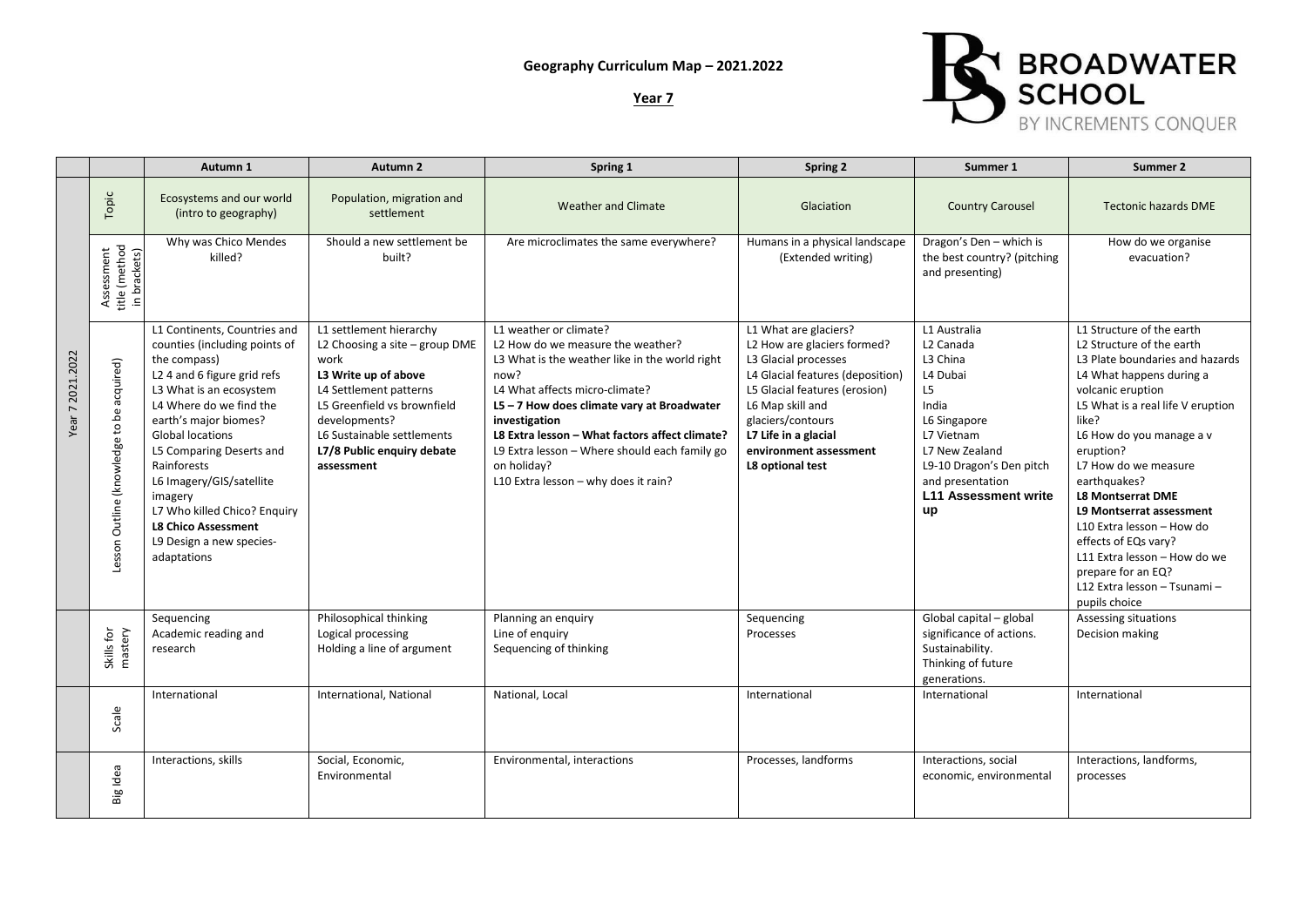**Geography Curriculum Map – 2021.2022**

**Year 7**

BROADWATER SCHOOL
BY INCREMENTS CONQUER

| | | Autumn 1 | Autumn 2 | Spring 1 | Spring 2 | Summer 1 | Summer 2 |
|---|---|---|---|---|---|---|---|
| Year 7 2021.2022 | Topic | Ecosystems and our world (intro to geography) | Population, migration and settlement | Weather and Climate | Glaciation | Country Carousel | Tectonic hazards DME |
| | Assessment title (method in brackets) | Why was Chico Mendes killed? | Should a new settlement be built? | Are microclimates the same everywhere? | Humans in a physical landscape (Extended writing) | Dragon's Den – which is the best country? (pitching and presenting) | How do we organise evacuation? |
| | Lesson Outline (knowledge to be acquired) | L1 Continents, Countries and counties (including points of the compass)<br>L2 4 and 6 figure grid refs<br>L3 What is an ecosystem<br>L4 Where do we find the earth's major biomes? Global locations<br>L5 Comparing Deserts and Rainforests<br>L6 Imagery/GIS/satellite imagery<br>L7 Who killed Chico? Enquiry<br>**L8 Chico Assessment**<br>L9 Design a new species-adaptations | L1 settlement hierarchy<br>L2 Choosing a site – group DME work<br>**L3 Write up of above**<br>L4 Settlement patterns<br>L5 Greenfield vs brownfield developments?<br>L6 Sustainable settlements<br>**L7/8 Public enquiry debate assessment** | L1 weather or climate?<br>L2 How do we measure the weather?<br>L3 What is the weather like in the world right now?<br>L4 What affects micro-climate?<br>**L5 – 7 How does climate vary at Broadwater investigation**<br>**L8 Extra lesson – What factors affect climate?**<br>L9 Extra lesson – Where should each family go on holiday?<br>L10 Extra lesson – why does it rain? | L1 What are glaciers?<br>L2 How are glaciers formed?<br>L3 Glacial processes<br>L4 Glacial features (deposition)<br>L5 Glacial features (erosion)<br>L6 Map skill and glaciers/contours<br>**L7 Life in a glacial environment assessment**<br>**L8 optional test** | L1 Australia<br>L2 Canada<br>L3 China<br>L4 Dubai<br>L5<br>India<br>L6 Singapore<br>L7 Vietnam<br>L7 New Zealand<br>L9-10 Dragon's Den pitch and presentation<br>**L11 Assessment write up** | L1 Structure of the earth<br>L2 Structure of the earth<br>L3 Plate boundaries and hazards<br>L4 What happens during a volcanic eruption<br>L5 What is a real life V eruption like?<br>L6 How do you manage a v eruption?<br>L7 How do we measure earthquakes?<br>**L8 Montserrat DME**<br>**L9 Montserrat assessment**<br>L10 Extra lesson – How do effects of EQs vary?<br>L11 Extra lesson – How do we prepare for an EQ?<br>L12 Extra lesson – Tsunami – pupils choice |
| | Skills for mastery | Sequencing<br>Academic reading and research | Philosophical thinking<br>Logical processing<br>Holding a line of argument | Planning an enquiry<br>Line of enquiry<br>Sequencing of thinking | Sequencing<br>Processes | Global capital – global significance of actions.<br>Sustainability.<br>Thinking of future generations. | Assessing situations<br>Decision making |
| | Scale | International | International, National | National, Local | International | International | International |
| | Big Idea | Interactions, skills | Social, Economic, Environmental | Environmental, interactions | Processes, landforms | Interactions, social economic, environmental | Interactions, landforms, processes |